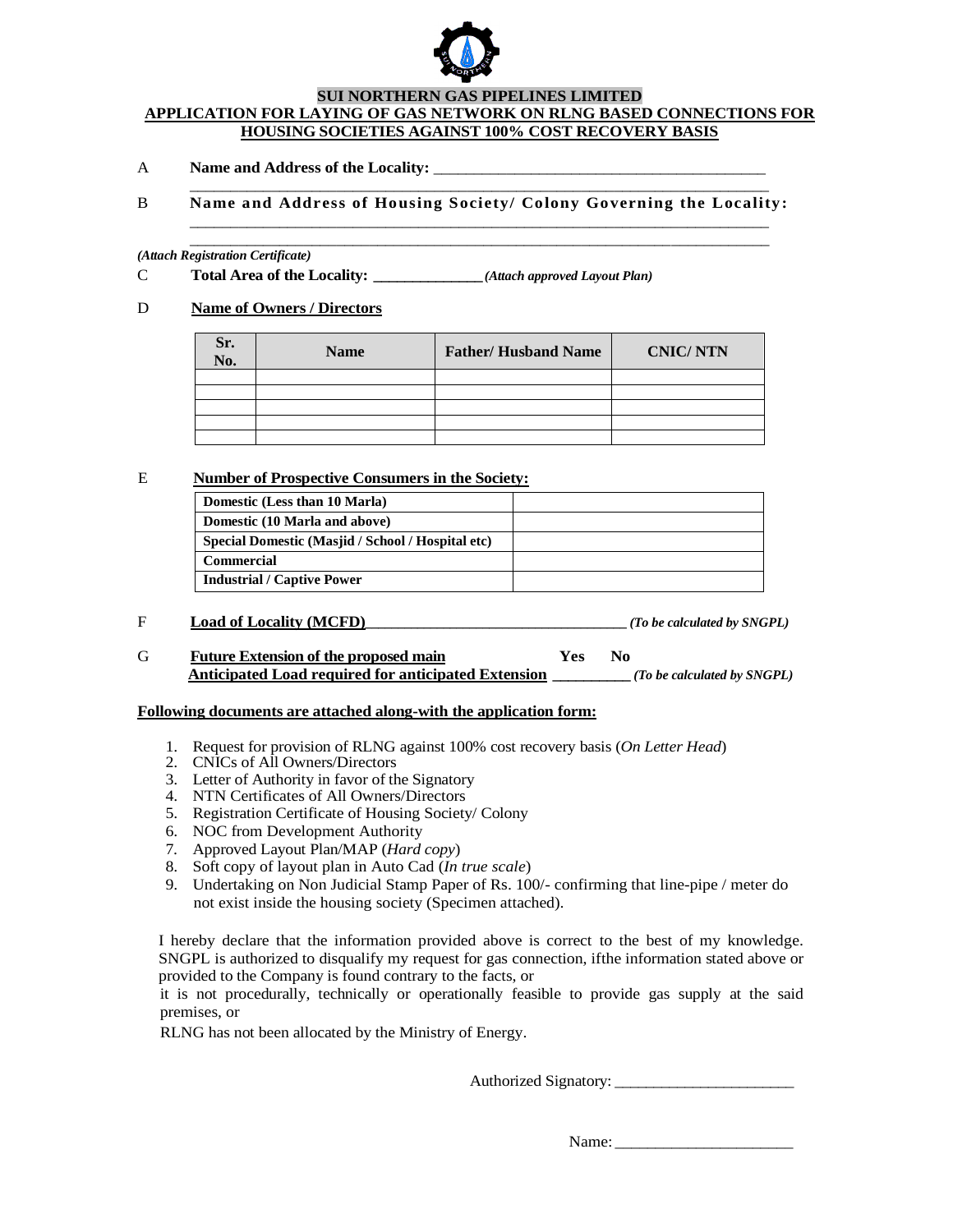# SUI NORTHERN GAS PIPELINES LIMITED

## APPLICATION FOR LAYING OF GAS NETWORK ON RLNG BASED CONNECTIONS FOR HOUSING SOCIETIES AGAINST 100% COST RECOVERY BASIS

A **Name and Address of the Locality:** ______________________________________________

______________________________________________

B **Name and Address of Housing Society/ Colony Governing the Locality:**

______________________________________________

______________________________________________

*(Attach Registration Certificate)*

C **Total Area of the Locality:** ______________ *(Attach approved Layout Plan)*

D **Name of Owners / Directors**

| Sr. No. | Name | Father/ Husband Name | CNIC/ NTN |
|---|---|---|---|
| | | | |
| | | | |
| | | | |
| | | | |
| | | | |

E **Number of Prospective Consumers in the Society:**

| | |
|---|---|
| **Domestic (Less than 10 Marla)** | |
| **Domestic (10 Marla and above)** | |
| **Special Domestic (Masjid / School / Hospital etc)** | |
| **Commercial** | |
| **Industrial / Captive Power** | |

F **Load of Locality (MCFD)**______________________________ *(To be calculated by SNGPL)*

G **Future Extension of the proposed main** **Yes** **No**

**Anticipated Load required for anticipated Extension** __________ *(To be calculated by SNGPL)*

**Following documents are attached along-with the application form:**

1. Request for provision of RLNG against 100% cost recovery basis (*On Letter Head*)
2. CNICs of All Owners/Directors
3. Letter of Authority in favor of the Signatory
4. NTN Certificates of All Owners/Directors
5. Registration Certificate of Housing Society/ Colony
6. NOC from Development Authority
7. Approved Layout Plan/MAP (*Hard copy*)
8. Soft copy of layout plan in Auto Cad (*In true scale*)
9. Undertaking on Non Judicial Stamp Paper of Rs. 100/- confirming that line-pipe / meter do not exist inside the housing society (Specimen attached).

I hereby declare that the information provided above is correct to the best of my knowledge. SNGPL is authorized to disqualify my request for gas connection, ifthe information stated above or provided to the Company is found contrary to the facts, or

it is not procedurally, technically or operationally feasible to provide gas supply at the said premises, or

RLNG has not been allocated by the Ministry of Energy.

Authorized Signatory: ______________________

Name: ______________________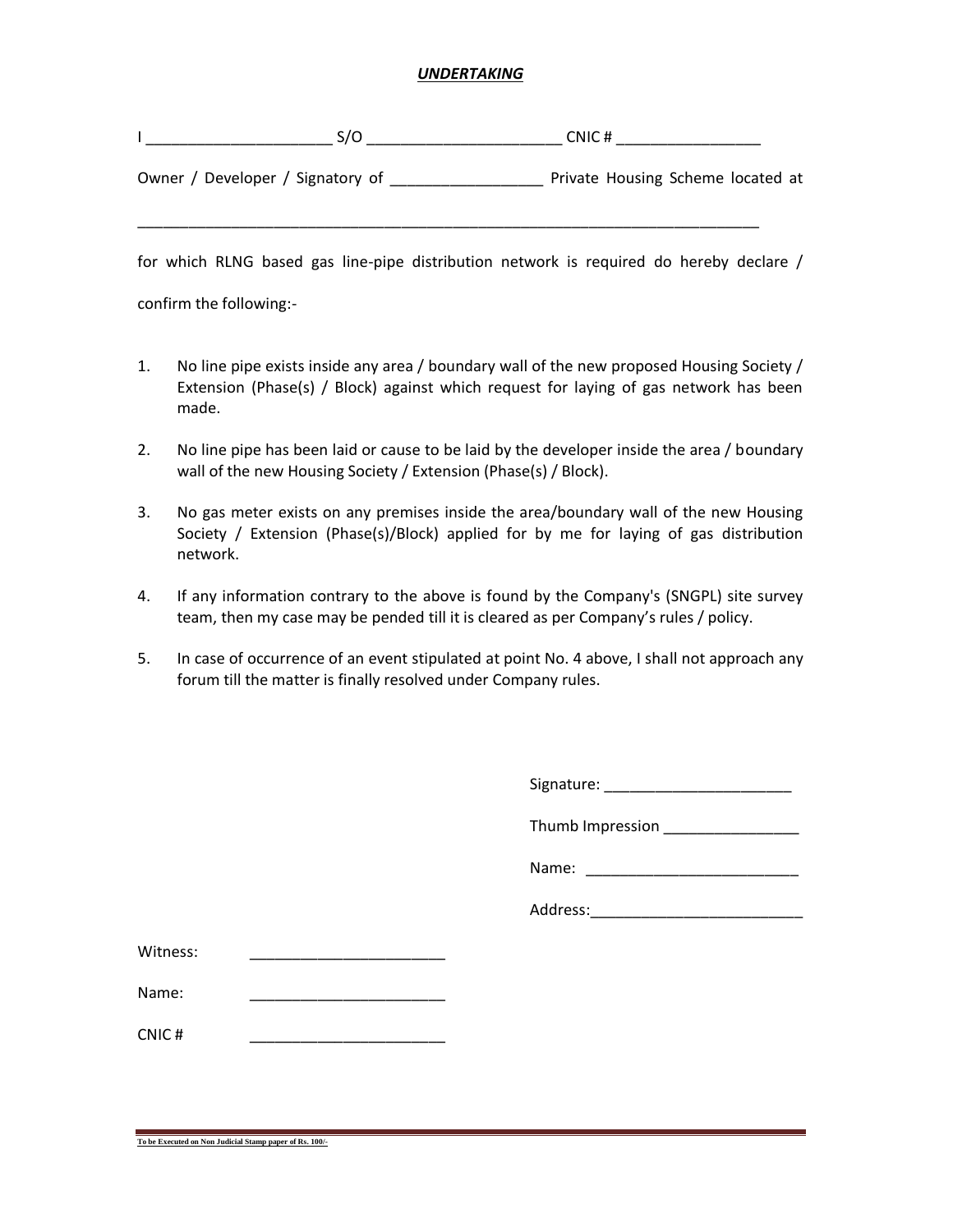***UNDERTAKING***

I ______________________ S/O _______________________ CNIC # _________________

Owner / Developer / Signatory of __________________ Private Housing Scheme located at

_____________________________________________________________________________

for which RLNG based gas line-pipe distribution network is required do hereby declare / confirm the following:-

1. No line pipe exists inside any area / boundary wall of the new proposed Housing Society / Extension (Phase(s) / Block) against which request for laying of gas network has been made.
2. No line pipe has been laid or cause to be laid by the developer inside the area / boundary wall of the new Housing Society / Extension (Phase(s) / Block).
3. No gas meter exists on any premises inside the area/boundary wall of the new Housing Society / Extension (Phase(s)/Block) applied for by me for laying of gas distribution network.
4. If any information contrary to the above is found by the Company's (SNGPL) site survey team, then my case may be pended till it is cleared as per Company's rules / policy.
5. In case of occurrence of an event stipulated at point No. 4 above, I shall not approach any forum till the matter is finally resolved under Company rules.

Signature: ______________________

Thumb Impression ________________

Name: _________________________

Address:_________________________

Witness: _______________________

Name: _______________________

CNIC # _______________________

To be Executed on Non Judicial Stamp paper of Rs. 100/-